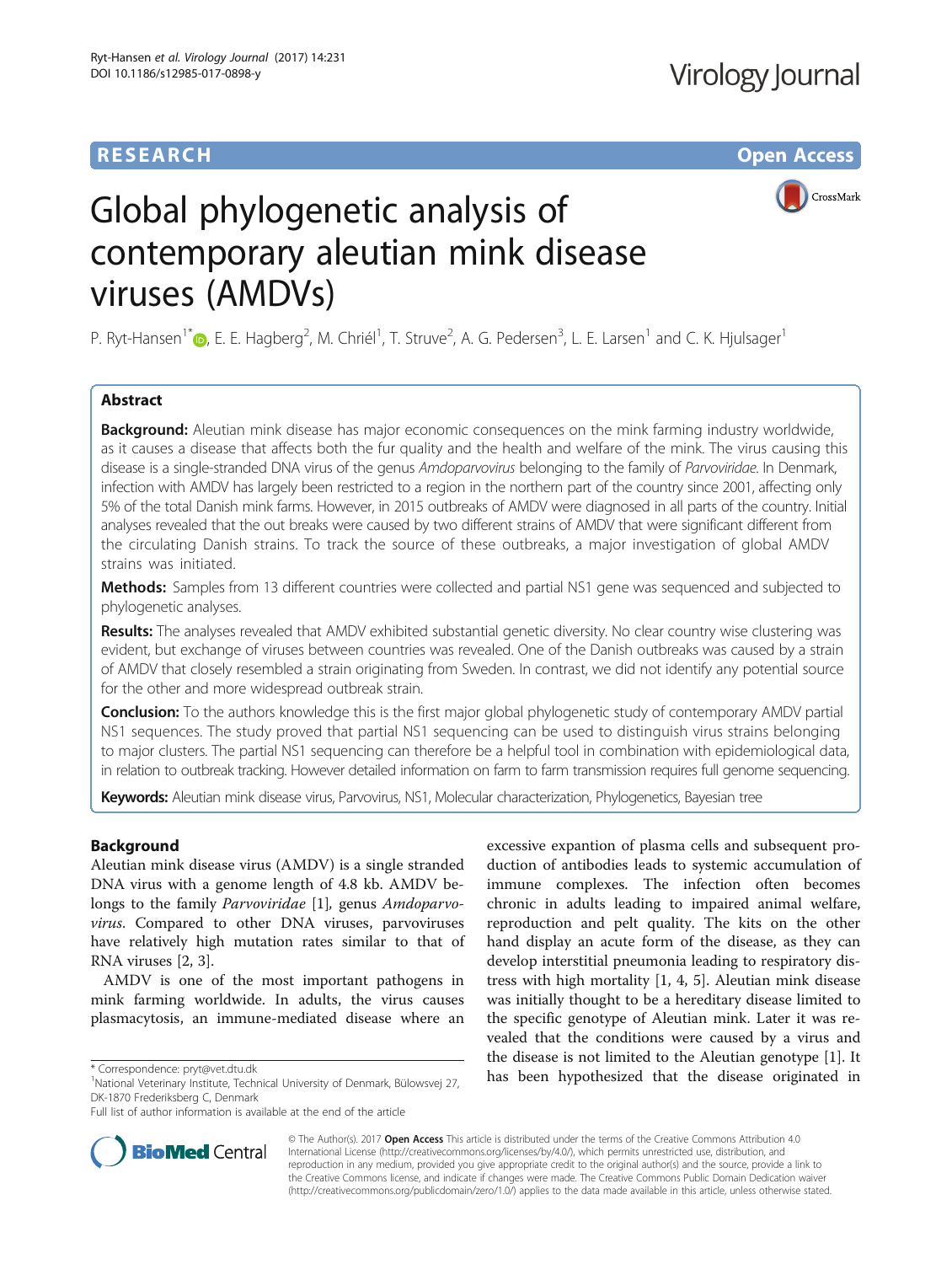RESEARCH Open Access

# Global phylogenetic analysis of contemporary aleutian mink disease viruses (AMDVs)

P. Ryt-Hansen[1*], E. E. Hagberg[2], M. Chriél[1], T. Struve[2], A. G. Pedersen[3], L. E. Larsen[1] and C. K. Hjulsager[1]

## Abstract

**Background:** Aleutian mink disease has major economic consequences on the mink farming industry worldwide, as it causes a disease that affects both the fur quality and the health and welfare of the mink. The virus causing this disease is a single-stranded DNA virus of the genus *Amdoparvovirus* belonging to the family of *Parvoviridae*. In Denmark, infection with AMDV has largely been restricted to a region in the northern part of the country since 2001, affecting only 5% of the total Danish mink farms. However, in 2015 outbreaks of AMDV were diagnosed in all parts of the country. Initial analyses revealed that the out breaks were caused by two different strains of AMDV that were significant different from the circulating Danish strains. To track the source of these outbreaks, a major investigation of global AMDV strains was initiated.

**Methods:** Samples from 13 different countries were collected and partial NS1 gene was sequenced and subjected to phylogenetic analyses.

**Results:** The analyses revealed that AMDV exhibited substantial genetic diversity. No clear country wise clustering was evident, but exchange of viruses between countries was revealed. One of the Danish outbreaks was caused by a strain of AMDV that closely resembled a strain originating from Sweden. In contrast, we did not identify any potential source for the other and more widespread outbreak strain.

**Conclusion:** To the authors knowledge this is the first major global phylogenetic study of contemporary AMDV partial NS1 sequences. The study proved that partial NS1 sequencing can be used to distinguish virus strains belonging to major clusters. The partial NS1 sequencing can therefore be a helpful tool in combination with epidemiological data, in relation to outbreak tracking. However detailed information on farm to farm transmission requires full genome sequencing.

**Keywords:** Aleutian mink disease virus, Parvovirus, NS1, Molecular characterization, Phylogenetics, Bayesian tree

## Background

Aleutian mink disease virus (AMDV) is a single stranded DNA virus with a genome length of 4.8 kb. AMDV belongs to the family *Parvoviridae* [1], genus *Amdoparvovirus*. Compared to other DNA viruses, parvoviruses have relatively high mutation rates similar to that of RNA viruses [2, 3].

AMDV is one of the most important pathogens in mink farming worldwide. In adults, the virus causes plasmacytosis, an immune-mediated disease where an excessive expantion of plasma cells and subsequent production of antibodies leads to systemic accumulation of immune complexes. The infection often becomes chronic in adults leading to impaired animal welfare, reproduction and pelt quality. The kits on the other hand display an acute form of the disease, as they can develop interstitial pneumonia leading to respiratory distress with high mortality [1, 4, 5]. Aleutian mink disease was initially thought to be a hereditary disease limited to the specific genotype of Aleutian mink. Later it was revealed that the conditions were caused by a virus and the disease is not limited to the Aleutian genotype [1]. It has been hypothesized that the disease originated in

\* Correspondence: pryt@vet.dtu.dk

[1]National Veterinary Institute, Technical University of Denmark, Bülowsvej 27, DK-1870 Frederiksberg C, Denmark

Full list of author information is available at the end of the article

© The Author(s). 2017 **Open Access** This article is distributed under the terms of the Creative Commons Attribution 4.0 International License (http://creativecommons.org/licenses/by/4.0/), which permits unrestricted use, distribution, and reproduction in any medium, provided you give appropriate credit to the original author(s) and the source, provide a link to the Creative Commons license, and indicate if changes were made. The Creative Commons Public Domain Dedication waiver (http://creativecommons.org/publicdomain/zero/1.0/) applies to the data made available in this article, unless otherwise stated.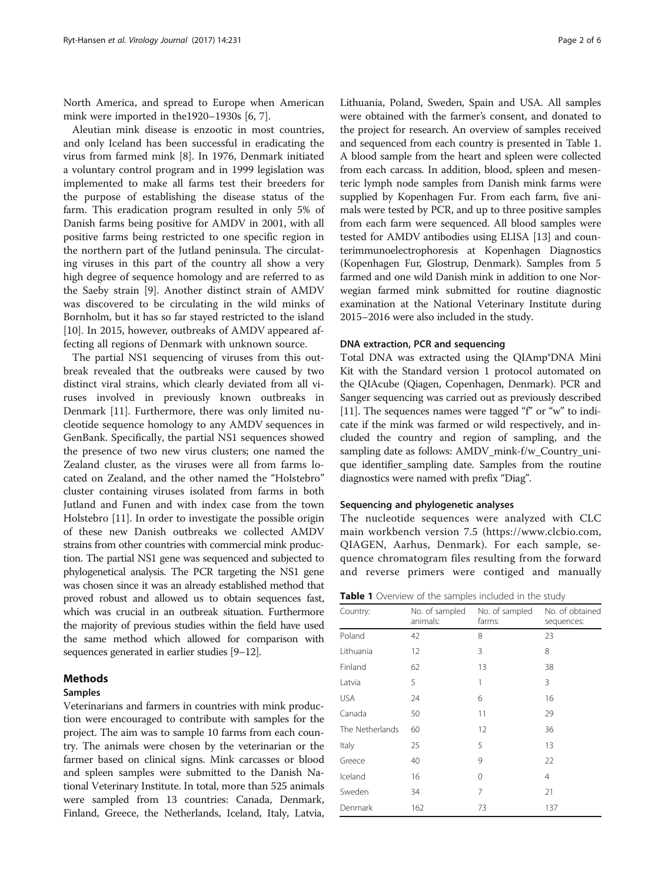North America, and spread to Europe when American mink were imported in the1920–1930s [6, 7].

Aleutian mink disease is enzootic in most countries, and only Iceland has been successful in eradicating the virus from farmed mink [8]. In 1976, Denmark initiated a voluntary control program and in 1999 legislation was implemented to make all farms test their breeders for the purpose of establishing the disease status of the farm. This eradication program resulted in only 5% of Danish farms being positive for AMDV in 2001, with all positive farms being restricted to one specific region in the northern part of the Jutland peninsula. The circulating viruses in this part of the country all show a very high degree of sequence homology and are referred to as the Saeby strain [9]. Another distinct strain of AMDV was discovered to be circulating in the wild minks of Bornholm, but it has so far stayed restricted to the island [10]. In 2015, however, outbreaks of AMDV appeared affecting all regions of Denmark with unknown source.

The partial NS1 sequencing of viruses from this outbreak revealed that the outbreaks were caused by two distinct viral strains, which clearly deviated from all viruses involved in previously known outbreaks in Denmark [11]. Furthermore, there was only limited nucleotide sequence homology to any AMDV sequences in GenBank. Specifically, the partial NS1 sequences showed the presence of two new virus clusters; one named the Zealand cluster, as the viruses were all from farms located on Zealand, and the other named the "Holstebro" cluster containing viruses isolated from farms in both Jutland and Funen and with index case from the town Holstebro [11]. In order to investigate the possible origin of these new Danish outbreaks we collected AMDV strains from other countries with commercial mink production. The partial NS1 gene was sequenced and subjected to phylogenetical analysis. The PCR targeting the NS1 gene was chosen since it was an already established method that proved robust and allowed us to obtain sequences fast, which was crucial in an outbreak situation. Furthermore the majority of previous studies within the field have used the same method which allowed for comparison with sequences generated in earlier studies [9–12].

## Methods

### Samples

Veterinarians and farmers in countries with mink production were encouraged to contribute with samples for the project. The aim was to sample 10 farms from each country. The animals were chosen by the veterinarian or the farmer based on clinical signs. Mink carcasses or blood and spleen samples were submitted to the Danish National Veterinary Institute. In total, more than 525 animals were sampled from 13 countries: Canada, Denmark, Finland, Greece, the Netherlands, Iceland, Italy, Latvia, Lithuania, Poland, Sweden, Spain and USA. All samples were obtained with the farmer's consent, and donated to the project for research. An overview of samples received and sequenced from each country is presented in Table 1. A blood sample from the heart and spleen were collected from each carcass. In addition, blood, spleen and mesenteric lymph node samples from Danish mink farms were supplied by Kopenhagen Fur. From each farm, five animals were tested by PCR, and up to three positive samples from each farm were sequenced. All blood samples were tested for AMDV antibodies using ELISA [13] and counterimmunoelectrophoresis at Kopenhagen Diagnostics (Kopenhagen Fur, Glostrup, Denmark). Samples from 5 farmed and one wild Danish mink in addition to one Norwegian farmed mink submitted for routine diagnostic examination at the National Veterinary Institute during 2015–2016 were also included in the study.

### DNA extraction, PCR and sequencing

Total DNA was extracted using the QIAmp®DNA Mini Kit with the Standard version 1 protocol automated on the QIAcube (Qiagen, Copenhagen, Denmark). PCR and Sanger sequencing was carried out as previously described [11]. The sequences names were tagged "f" or "w" to indicate if the mink was farmed or wild respectively, and included the country and region of sampling, and the sampling date as follows: AMDV_mink-f/w_Country_unique identifier_sampling date. Samples from the routine diagnostics were named with prefix "Diag".

### Sequencing and phylogenetic analyses

The nucleotide sequences were analyzed with CLC main workbench version 7.5 (https://www.clcbio.com, QIAGEN, Aarhus, Denmark). For each sample, sequence chromatogram files resulting from the forward and reverse primers were contiged and manually

**Table 1** Overview of the samples included in the study

| Country: | No. of sampled animals: | No. of sampled farms: | No. of obtained sequences: |
|---|---|---|---|
| Poland | 42 | 8 | 23 |
| Lithuania | 12 | 3 | 8 |
| Finland | 62 | 13 | 38 |
| Latvia | 5 | 1 | 3 |
| USA | 24 | 6 | 16 |
| Canada | 50 | 11 | 29 |
| The Netherlands | 60 | 12 | 36 |
| Italy | 25 | 5 | 13 |
| Greece | 40 | 9 | 22 |
| Iceland | 16 | 0 | 4 |
| Sweden | 34 | 7 | 21 |
| Denmark | 162 | 73 | 137 |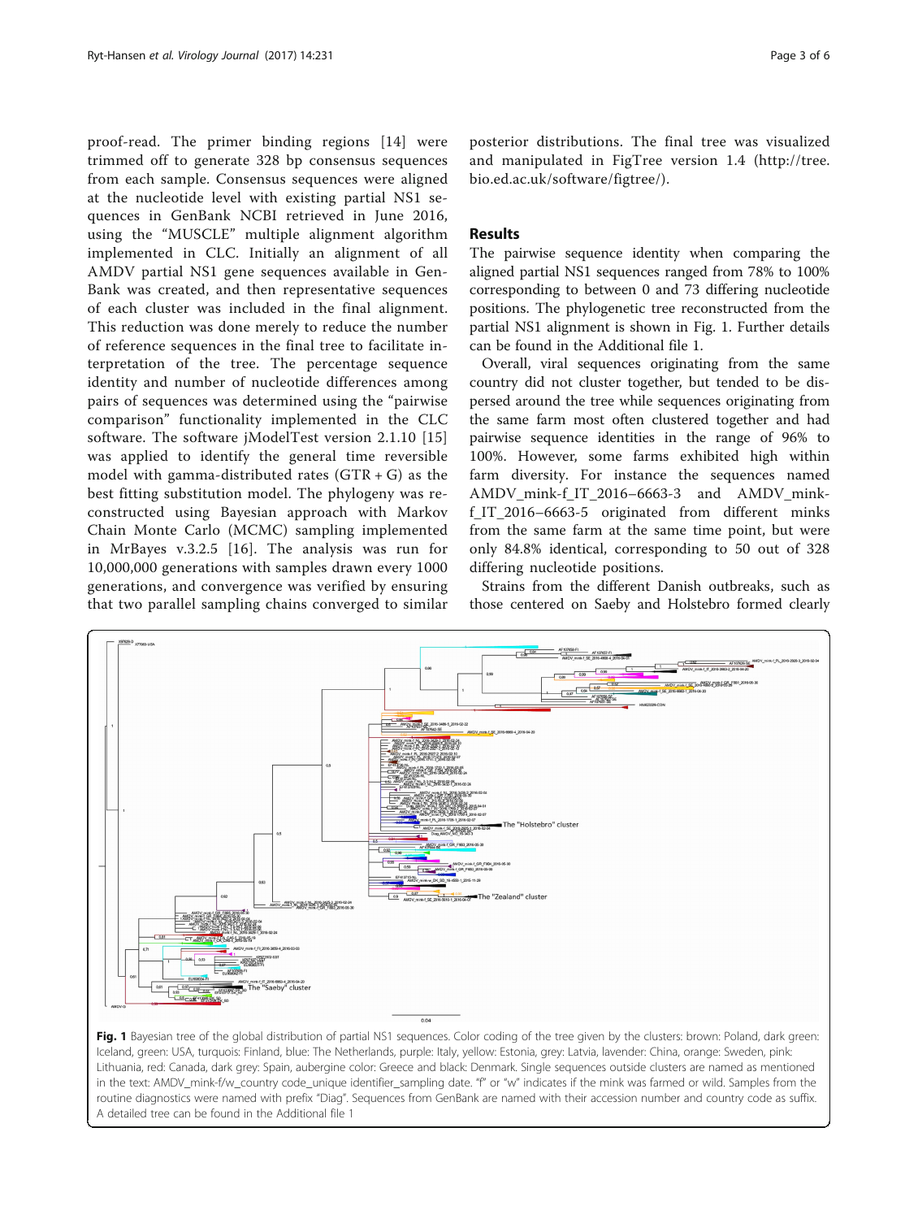proof-read. The primer binding regions [14] were trimmed off to generate 328 bp consensus sequences from each sample. Consensus sequences were aligned at the nucleotide level with existing partial NS1 sequences in GenBank NCBI retrieved in June 2016, using the "MUSCLE" multiple alignment algorithm implemented in CLC. Initially an alignment of all AMDV partial NS1 gene sequences available in GenBank was created, and then representative sequences of each cluster was included in the final alignment. This reduction was done merely to reduce the number of reference sequences in the final tree to facilitate interpretation of the tree. The percentage sequence identity and number of nucleotide differences among pairs of sequences was determined using the "pairwise comparison" functionality implemented in the CLC software. The software jModelTest version 2.1.10 [15] was applied to identify the general time reversible model with gamma-distributed rates (GTR + G) as the best fitting substitution model. The phylogeny was reconstructed using Bayesian approach with Markov Chain Monte Carlo (MCMC) sampling implemented in MrBayes v.3.2.5 [16]. The analysis was run for 10,000,000 generations with samples drawn every 1000 generations, and convergence was verified by ensuring that two parallel sampling chains converged to similar posterior distributions. The final tree was visualized and manipulated in FigTree version 1.4 (http://tree.bio.ed.ac.uk/software/figtree/).

## Results

The pairwise sequence identity when comparing the aligned partial NS1 sequences ranged from 78% to 100% corresponding to between 0 and 73 differing nucleotide positions. The phylogenetic tree reconstructed from the partial NS1 alignment is shown in Fig. 1. Further details can be found in the Additional file 1.

Overall, viral sequences originating from the same country did not cluster together, but tended to be dispersed around the tree while sequences originating from the same farm most often clustered together and had pairwise sequence identities in the range of 96% to 100%. However, some farms exhibited high within farm diversity. For instance the sequences named AMDV_mink-f_IT_2016–6663-3 and AMDV_mink-f_IT_2016–6663-5 originated from different minks from the same farm at the same time point, but were only 84.8% identical, corresponding to 50 out of 328 differing nucleotide positions.

Strains from the different Danish outbreaks, such as those centered on Saeby and Holstebro formed clearly

**Fig. 1** Bayesian tree of the global distribution of partial NS1 sequences. Color coding of the tree given by the clusters: brown: Poland, dark green: Iceland, green: USA, turquois: Finland, blue: The Netherlands, purple: Italy, yellow: Estonia, grey: Latvia, lavender: China, orange: Sweden, pink: Lithuania, red: Canada, dark grey: Spain, aubergine color: Greece and black: Denmark. Single sequences outside clusters are named as mentioned in the text: AMDV_mink-f/w_country code_unique identifier_sampling date. "f" or "w" indicates if the mink was farmed or wild. Samples from the routine diagnostics were named with prefix "Diag". Sequences from GenBank are named with their accession number and country code as suffix. A detailed tree can be found in the Additional file 1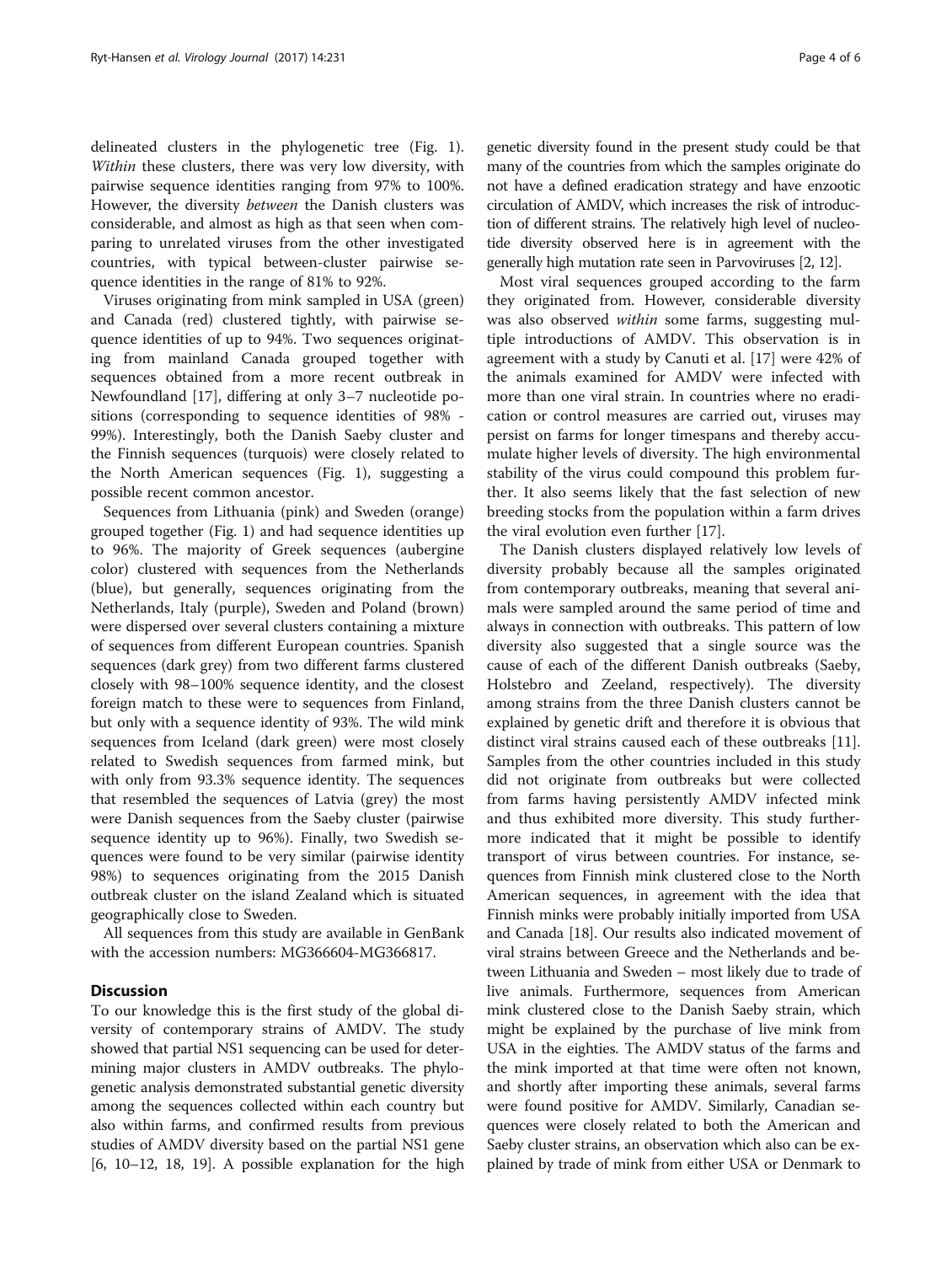delineated clusters in the phylogenetic tree (Fig. 1). *Within* these clusters, there was very low diversity, with pairwise sequence identities ranging from 97% to 100%. However, the diversity *between* the Danish clusters was considerable, and almost as high as that seen when comparing to unrelated viruses from the other investigated countries, with typical between-cluster pairwise sequence identities in the range of 81% to 92%.

Viruses originating from mink sampled in USA (green) and Canada (red) clustered tightly, with pairwise sequence identities of up to 94%. Two sequences originating from mainland Canada grouped together with sequences obtained from a more recent outbreak in Newfoundland [17], differing at only 3–7 nucleotide positions (corresponding to sequence identities of 98% - 99%). Interestingly, both the Danish Saeby cluster and the Finnish sequences (turquois) were closely related to the North American sequences (Fig. 1), suggesting a possible recent common ancestor.

Sequences from Lithuania (pink) and Sweden (orange) grouped together (Fig. 1) and had sequence identities up to 96%. The majority of Greek sequences (aubergine color) clustered with sequences from the Netherlands (blue), but generally, sequences originating from the Netherlands, Italy (purple), Sweden and Poland (brown) were dispersed over several clusters containing a mixture of sequences from different European countries. Spanish sequences (dark grey) from two different farms clustered closely with 98–100% sequence identity, and the closest foreign match to these were to sequences from Finland, but only with a sequence identity of 93%. The wild mink sequences from Iceland (dark green) were most closely related to Swedish sequences from farmed mink, but with only from 93.3% sequence identity. The sequences that resembled the sequences of Latvia (grey) the most were Danish sequences from the Saeby cluster (pairwise sequence identity up to 96%). Finally, two Swedish sequences were found to be very similar (pairwise identity 98%) to sequences originating from the 2015 Danish outbreak cluster on the island Zealand which is situated geographically close to Sweden.

All sequences from this study are available in GenBank with the accession numbers: MG366604-MG366817.

## Discussion

To our knowledge this is the first study of the global diversity of contemporary strains of AMDV. The study showed that partial NS1 sequencing can be used for determining major clusters in AMDV outbreaks. The phylogenetic analysis demonstrated substantial genetic diversity among the sequences collected within each country but also within farms, and confirmed results from previous studies of AMDV diversity based on the partial NS1 gene [6, 10–12, 18, 19]. A possible explanation for the high genetic diversity found in the present study could be that many of the countries from which the samples originate do not have a defined eradication strategy and have enzootic circulation of AMDV, which increases the risk of introduction of different strains. The relatively high level of nucleotide diversity observed here is in agreement with the generally high mutation rate seen in Parvoviruses [2, 12].

Most viral sequences grouped according to the farm they originated from. However, considerable diversity was also observed *within* some farms, suggesting multiple introductions of AMDV. This observation is in agreement with a study by Canuti et al. [17] where 42% of the animals examined for AMDV were infected with more than one viral strain. In countries where no eradication or control measures are carried out, viruses may persist on farms for longer timespans and thereby accumulate higher levels of diversity. The high environmental stability of the virus could compound this problem further. It also seems likely that the fast selection of new breeding stocks from the population within a farm drives the viral evolution even further [17].

The Danish clusters displayed relatively low levels of diversity probably because all the samples originated from contemporary outbreaks, meaning that several animals were sampled around the same period of time and always in connection with outbreaks. This pattern of low diversity also suggested that a single source was the cause of each of the different Danish outbreaks (Saeby, Holstebro and Zeeland, respectively). The diversity among strains from the three Danish clusters cannot be explained by genetic drift and therefore it is obvious that distinct viral strains caused each of these outbreaks [11]. Samples from the other countries included in this study did not originate from outbreaks but were collected from farms having persistently AMDV infected mink and thus exhibited more diversity. This study furthermore indicated that it might be possible to identify transport of virus between countries. For instance, sequences from Finnish mink clustered close to the North American sequences, in agreement with the idea that Finnish minks were probably initially imported from USA and Canada [18]. Our results also indicated movement of viral strains between Greece and the Netherlands and between Lithuania and Sweden – most likely due to trade of live animals. Furthermore, sequences from American mink clustered close to the Danish Saeby strain, which might be explained by the purchase of live mink from USA in the eighties. The AMDV status of the farms and the mink imported at that time were often not known, and shortly after importing these animals, several farms were found positive for AMDV. Similarly, Canadian sequences were closely related to both the American and Saeby cluster strains, an observation which also can be explained by trade of mink from either USA or Denmark to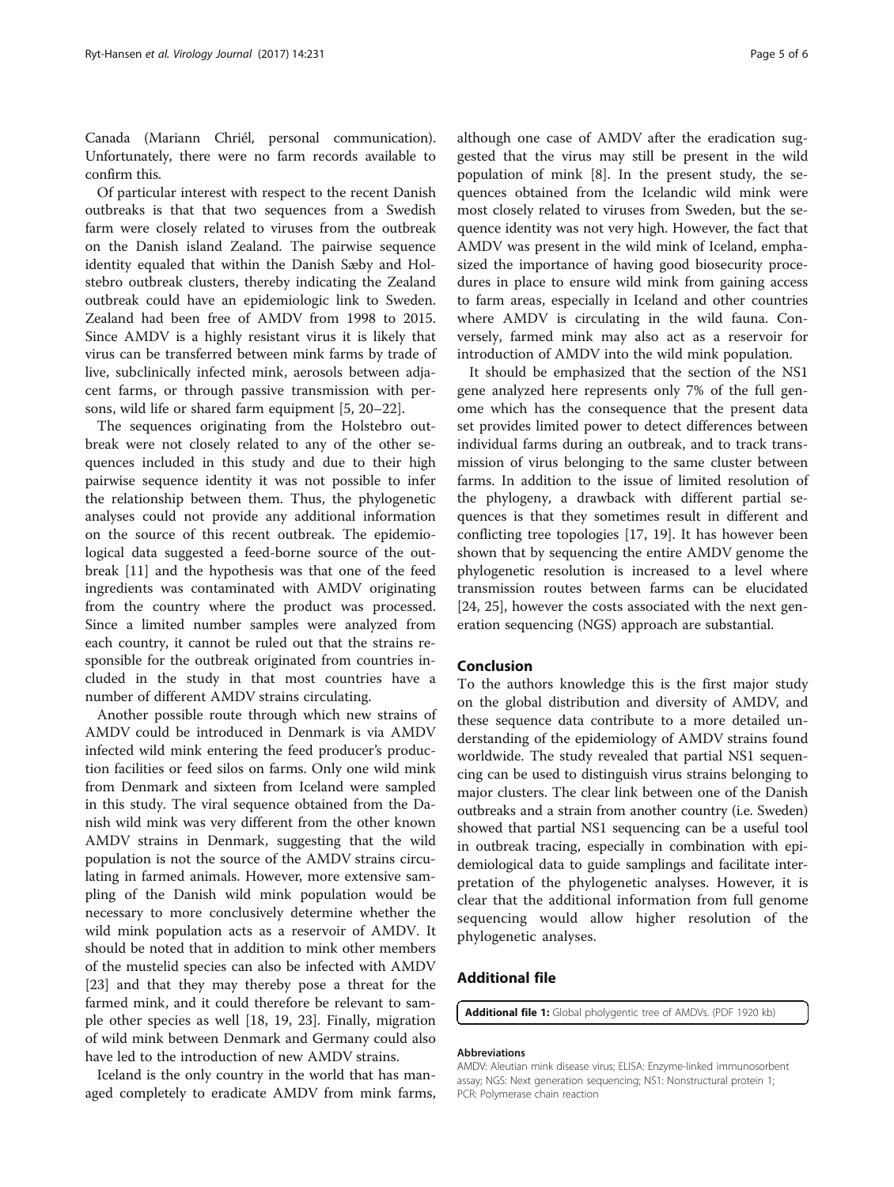Canada (Mariann Chriél, personal communication). Unfortunately, there were no farm records available to confirm this.

Of particular interest with respect to the recent Danish outbreaks is that that two sequences from a Swedish farm were closely related to viruses from the outbreak on the Danish island Zealand. The pairwise sequence identity equaled that within the Danish Sæby and Holstebro outbreak clusters, thereby indicating the Zealand outbreak could have an epidemiologic link to Sweden. Zealand had been free of AMDV from 1998 to 2015. Since AMDV is a highly resistant virus it is likely that virus can be transferred between mink farms by trade of live, subclinically infected mink, aerosols between adjacent farms, or through passive transmission with persons, wild life or shared farm equipment [5, 20–22].

The sequences originating from the Holstebro outbreak were not closely related to any of the other sequences included in this study and due to their high pairwise sequence identity it was not possible to infer the relationship between them. Thus, the phylogenetic analyses could not provide any additional information on the source of this recent outbreak. The epidemiological data suggested a feed-borne source of the outbreak [11] and the hypothesis was that one of the feed ingredients was contaminated with AMDV originating from the country where the product was processed. Since a limited number samples were analyzed from each country, it cannot be ruled out that the strains responsible for the outbreak originated from countries included in the study in that most countries have a number of different AMDV strains circulating.

Another possible route through which new strains of AMDV could be introduced in Denmark is via AMDV infected wild mink entering the feed producer's production facilities or feed silos on farms. Only one wild mink from Denmark and sixteen from Iceland were sampled in this study. The viral sequence obtained from the Danish wild mink was very different from the other known AMDV strains in Denmark, suggesting that the wild population is not the source of the AMDV strains circulating in farmed animals. However, more extensive sampling of the Danish wild mink population would be necessary to more conclusively determine whether the wild mink population acts as a reservoir of AMDV. It should be noted that in addition to mink other members of the mustelid species can also be infected with AMDV [23] and that they may thereby pose a threat for the farmed mink, and it could therefore be relevant to sample other species as well [18, 19, 23]. Finally, migration of wild mink between Denmark and Germany could also have led to the introduction of new AMDV strains.

Iceland is the only country in the world that has managed completely to eradicate AMDV from mink farms, although one case of AMDV after the eradication suggested that the virus may still be present in the wild population of mink [8]. In the present study, the sequences obtained from the Icelandic wild mink were most closely related to viruses from Sweden, but the sequence identity was not very high. However, the fact that AMDV was present in the wild mink of Iceland, emphasized the importance of having good biosecurity procedures in place to ensure wild mink from gaining access to farm areas, especially in Iceland and other countries where AMDV is circulating in the wild fauna. Conversely, farmed mink may also act as a reservoir for introduction of AMDV into the wild mink population.

It should be emphasized that the section of the NS1 gene analyzed here represents only 7% of the full genome which has the consequence that the present data set provides limited power to detect differences between individual farms during an outbreak, and to track transmission of virus belonging to the same cluster between farms. In addition to the issue of limited resolution of the phylogeny, a drawback with different partial sequences is that they sometimes result in different and conflicting tree topologies [17, 19]. It has however been shown that by sequencing the entire AMDV genome the phylogenetic resolution is increased to a level where transmission routes between farms can be elucidated [24, 25], however the costs associated with the next generation sequencing (NGS) approach are substantial.

## Conclusion

To the authors knowledge this is the first major study on the global distribution and diversity of AMDV, and these sequence data contribute to a more detailed understanding of the epidemiology of AMDV strains found worldwide. The study revealed that partial NS1 sequencing can be used to distinguish virus strains belonging to major clusters. The clear link between one of the Danish outbreaks and a strain from another country (i.e. Sweden) showed that partial NS1 sequencing can be a useful tool in outbreak tracing, especially in combination with epidemiological data to guide samplings and facilitate interpretation of the phylogenetic analyses. However, it is clear that the additional information from full genome sequencing would allow higher resolution of the phylogenetic analyses.

## Additional file

**Additional file 1:** Global pholygentic tree of AMDVs. (PDF 1920 kb)

#### Abbreviations

AMDV: Aleutian mink disease virus; ELISA: Enzyme-linked immunosorbent assay; NGS: Next generation sequencing; NS1: Nonstructural protein 1; PCR: Polymerase chain reaction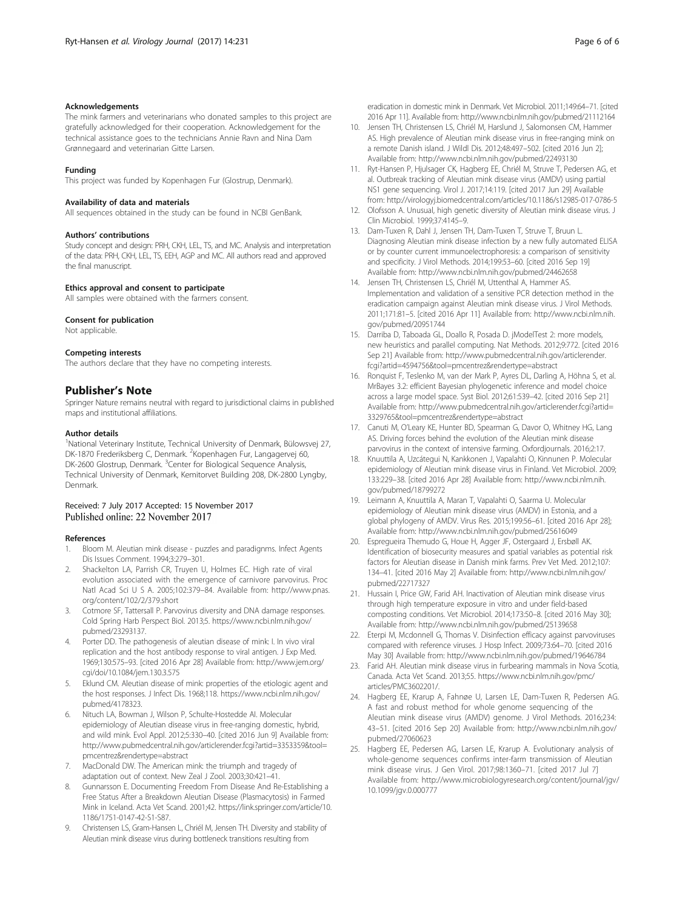#### Acknowledgements

The mink farmers and veterinarians who donated samples to this project are gratefully acknowledged for their cooperation. Acknowledgement for the technical assistance goes to the technicians Annie Ravn and Nina Dam Grønnegaard and veterinarian Gitte Larsen.

#### Funding

This project was funded by Kopenhagen Fur (Glostrup, Denmark).

#### Availability of data and materials

All sequences obtained in the study can be found in NCBI GenBank.

#### Authors' contributions

Study concept and design: PRH, CKH, LEL, TS, and MC. Analysis and interpretation of the data: PRH, CKH, LEL, TS, EEH, AGP and MC. All authors read and approved the final manuscript.

#### Ethics approval and consent to participate

All samples were obtained with the farmers consent.

#### Consent for publication

Not applicable.

#### Competing interests

The authors declare that they have no competing interests.

## Publisher's Note

Springer Nature remains neutral with regard to jurisdictional claims in published maps and institutional affiliations.

#### Author details

[1]National Veterinary Institute, Technical University of Denmark, Bülowsvej 27, DK-1870 Frederiksberg C, Denmark. [2]Kopenhagen Fur, Langagervej 60, DK-2600 Glostrup, Denmark. [3]Center for Biological Sequence Analysis, Technical University of Denmark, Kemitorvet Building 208, DK-2800 Lyngby, Denmark.

Received: 7 July 2017 Accepted: 15 November 2017
Published online: 22 November 2017

#### References

1. Bloom M. Aleutian mink disease - puzzles and paradignms. Infect Agents Dis Issues Comment. 1994;3:279–301.
2. Shackelton LA, Parrish CR, Truyen U, Holmes EC. High rate of viral evolution associated with the emergence of carnivore parvovirus. Proc Natl Acad Sci U S A. 2005;102:379–84. Available from: http://www.pnas.org/content/102/2/379.short
3. Cotmore SF, Tattersall P. Parvovirus diversity and DNA damage responses. Cold Spring Harb Perspect Biol. 2013;5. https://www.ncbi.nlm.nih.gov/pubmed/23293137.
4. Porter DD. The pathogenesis of aleutian disease of mink: I. In vivo viral replication and the host antibody response to viral antigen. J Exp Med. 1969;130:575–93. [cited 2016 Apr 28] Available from: http://www.jem.org/cgi/doi/10.1084/jem.130.3.575
5. Eklund CM. Aleutian disease of mink: properties of the etiologic agent and the host responses. J Infect Dis. 1968;118. https://www.ncbi.nlm.nih.gov/pubmed/4178323.
6. Nituch LA, Bowman J, Wilson P, Schulte-Hostedde AI. Molecular epidemiology of Aleutian disease virus in free-ranging domestic, hybrid, and wild mink. Evol Appl. 2012;5:330–40. [cited 2016 Jun 9] Available from: http://www.pubmedcentral.nih.gov/articlerender.fcgi?artid=3353359&tool=pmcentrez&rendertype=abstract
7. MacDonald DW. The American mink: the triumph and tragedy of adaptation out of context. New Zeal J Zool. 2003;30:421–41.
8. Gunnarsson E. Documenting Freedom From Disease And Re-Establishing a Free Status After a Breakdown Aleutian Disease (Plasmacytosis) in Farmed Mink in Iceland. Acta Vet Scand. 2001;42. https://link.springer.com/article/10.1186/1751-0147-42-S1-S87.
9. Christensen LS, Gram-Hansen L, Chriél M, Jensen TH. Diversity and stability of Aleutian mink disease virus during bottleneck transitions resulting from eradication in domestic mink in Denmark. Vet Microbiol. 2011;149:64–71. [cited 2016 Apr 11]. Available from: http://www.ncbi.nlm.nih.gov/pubmed/21112164
10. Jensen TH, Christensen LS, Chriél M, Harslund J, Salomonsen CM, Hammer AS. High prevalence of Aleutian mink disease virus in free-ranging mink on a remote Danish island. J Wildl Dis. 2012;48:497–502. [cited 2016 Jun 2]; Available from: http://www.ncbi.nlm.nih.gov/pubmed/22493130
11. Ryt-Hansen P, Hjulsager CK, Hagberg EE, Chriél M, Struve T, Pedersen AG, et al. Outbreak tracking of Aleutian mink disease virus (AMDV) using partial NS1 gene sequencing. Virol J. 2017;14:119. [cited 2017 Jun 29] Available from: http://virologyj.biomedcentral.com/articles/10.1186/s12985-017-0786-5
12. Olofsson A. Unusual, high genetic diversity of Aleutian mink disease virus. J Clin Microbiol. 1999;37:4145–9.
13. Dam-Tuxen R, Dahl J, Jensen TH, Dam-Tuxen T, Struve T, Bruun L. Diagnosing Aleutian mink disease infection by a new fully automated ELISA or by counter current immunoelectrophoresis: a comparison of sensitivity and specificity. J Virol Methods. 2014;199:53–60. [cited 2016 Sep 19] Available from: http://www.ncbi.nlm.nih.gov/pubmed/24462658
14. Jensen TH, Christensen LS, Chriél M, Uttenthal A, Hammer AS. Implementation and validation of a sensitive PCR detection method in the eradication campaign against Aleutian mink disease virus. J Virol Methods. 2011;171:81–5. [cited 2016 Apr 11] Available from: http://www.ncbi.nlm.nih.gov/pubmed/20951744
15. Darriba D, Taboada GL, Doallo R, Posada D. jModelTest 2: more models, new heuristics and parallel computing. Nat Methods. 2012;9:772. [cited 2016 Sep 21] Available from: http://www.pubmedcentral.nih.gov/articlerender.fcgi?artid=4594756&tool=pmcentrez&rendertype=abstract
16. Ronquist F, Teslenko M, van der Mark P, Ayres DL, Darling A, Höhna S, et al. MrBayes 3.2: efficient Bayesian phylogenetic inference and model choice across a large model space. Syst Biol. 2012;61:539–42. [cited 2016 Sep 21] Available from: http://www.pubmedcentral.nih.gov/articlerender.fcgi?artid=3329765&tool=pmcentrez&rendertype=abstract
17. Canuti M, O'Leary KE, Hunter BD, Spearman G, Davor O, Whitney HG, Lang AS. Driving forces behind the evolution of the Aleutian mink disease parvovirus in the context of intensive farming. Oxfordjournals. 2016;2:17.
18. Knuuttila A, Uzcátegui N, Kankkonen J, Vapalahti O, Kinnunen P. Molecular epidemiology of Aleutian mink disease virus in Finland. Vet Microbiol. 2009; 133:229–38. [cited 2016 Apr 28] Available from: http://www.ncbi.nlm.nih.gov/pubmed/18799272
19. Leimann A, Knuuttila A, Maran T, Vapalahti O, Saarma U. Molecular epidemiology of Aleutian mink disease virus (AMDV) in Estonia, and a global phylogeny of AMDV. Virus Res. 2015;199:56–61. [cited 2016 Apr 28]; Available from: http://www.ncbi.nlm.nih.gov/pubmed/25616049
20. Espregueira Themudo G, Houe H, Agger JF, Ostergaard J, Ersbøll AK. Identification of biosecurity measures and spatial variables as potential risk factors for Aleutian disease in Danish mink farms. Prev Vet Med. 2012;107: 134–41. [cited 2016 May 2] Available from: http://www.ncbi.nlm.nih.gov/pubmed/22717327
21. Hussain I, Price GW, Farid AH. Inactivation of Aleutian mink disease virus through high temperature exposure in vitro and under field-based composting conditions. Vet Microbiol. 2014;173:50–8. [cited 2016 May 30]; Available from: http://www.ncbi.nlm.nih.gov/pubmed/25139658
22. Eterpi M, Mcdonnell G, Thomas V. Disinfection efficacy against parvoviruses compared with reference viruses. J Hosp Infect. 2009;73:64–70. [cited 2016 May 30] Available from: http://www.ncbi.nlm.nih.gov/pubmed/19646784
23. Farid AH. Aleutian mink disease virus in furbearing mammals in Nova Scotia, Canada. Acta Vet Scand. 2013;55. https://www.ncbi.nlm.nih.gov/pmc/articles/PMC3602201/.
24. Hagberg EE, Krarup A, Fahnøe U, Larsen LE, Dam-Tuxen R, Pedersen AG. A fast and robust method for whole genome sequencing of the Aleutian mink disease virus (AMDV) genome. J Virol Methods. 2016;234: 43–51. [cited 2016 Sep 20] Available from: http://www.ncbi.nlm.nih.gov/pubmed/27060623
25. Hagberg EE, Pedersen AG, Larsen LE, Krarup A. Evolutionary analysis of whole-genome sequences confirms inter-farm transmission of Aleutian mink disease virus. J Gen Virol. 2017;98:1360–71. [cited 2017 Jul 7] Available from: http://www.microbiologyresearch.org/content/journal/jgv/10.1099/jgv.0.000777